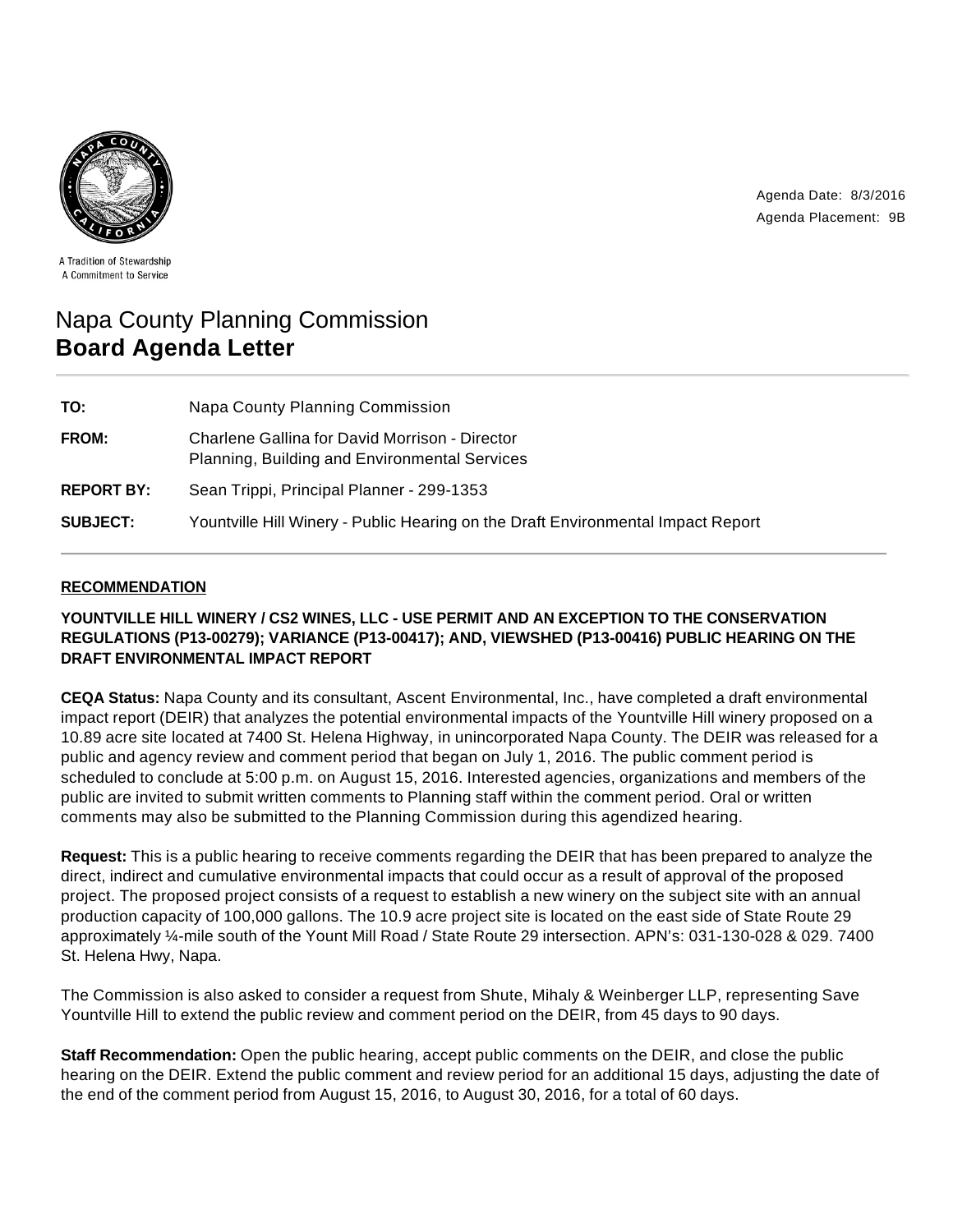A Tradition of Stewardship
A Commitment to Service

Agenda Date: 8/3/2016
Agenda Placement: 9B

# Napa County Planning Commission
# **Board Agenda Letter**

| | |
|---|---|
| **TO:** | Napa County Planning Commission |
| **FROM:** | Charlene Gallina for David Morrison - Director<br>Planning, Building and Environmental Services |
| **REPORT BY:** | Sean Trippi, Principal Planner - 299-1353 |
| **SUBJECT:** | Yountville Hill Winery - Public Hearing on the Draft Environmental Impact Report |

## RECOMMENDATION

**YOUNTVILLE HILL WINERY / CS2 WINES, LLC - USE PERMIT AND AN EXCEPTION TO THE CONSERVATION REGULATIONS (P13-00279); VARIANCE (P13-00417); AND, VIEWSHED (P13-00416) PUBLIC HEARING ON THE DRAFT ENVIRONMENTAL IMPACT REPORT**

**CEQA Status:** Napa County and its consultant, Ascent Environmental, Inc., have completed a draft environmental impact report (DEIR) that analyzes the potential environmental impacts of the Yountville Hill winery proposed on a 10.89 acre site located at 7400 St. Helena Highway, in unincorporated Napa County. The DEIR was released for a public and agency review and comment period that began on July 1, 2016. The public comment period is scheduled to conclude at 5:00 p.m. on August 15, 2016. Interested agencies, organizations and members of the public are invited to submit written comments to Planning staff within the comment period. Oral or written comments may also be submitted to the Planning Commission during this agendized hearing.

**Request:** This is a public hearing to receive comments regarding the DEIR that has been prepared to analyze the direct, indirect and cumulative environmental impacts that could occur as a result of approval of the proposed project. The proposed project consists of a request to establish a new winery on the subject site with an annual production capacity of 100,000 gallons. The 10.9 acre project site is located on the east side of State Route 29 approximately ¼-mile south of the Yount Mill Road / State Route 29 intersection. APN's: 031-130-028 & 029. 7400 St. Helena Hwy, Napa.

The Commission is also asked to consider a request from Shute, Mihaly & Weinberger LLP, representing Save Yountville Hill to extend the public review and comment period on the DEIR, from 45 days to 90 days.

**Staff Recommendation:** Open the public hearing, accept public comments on the DEIR, and close the public hearing on the DEIR. Extend the public comment and review period for an additional 15 days, adjusting the date of the end of the comment period from August 15, 2016, to August 30, 2016, for a total of 60 days.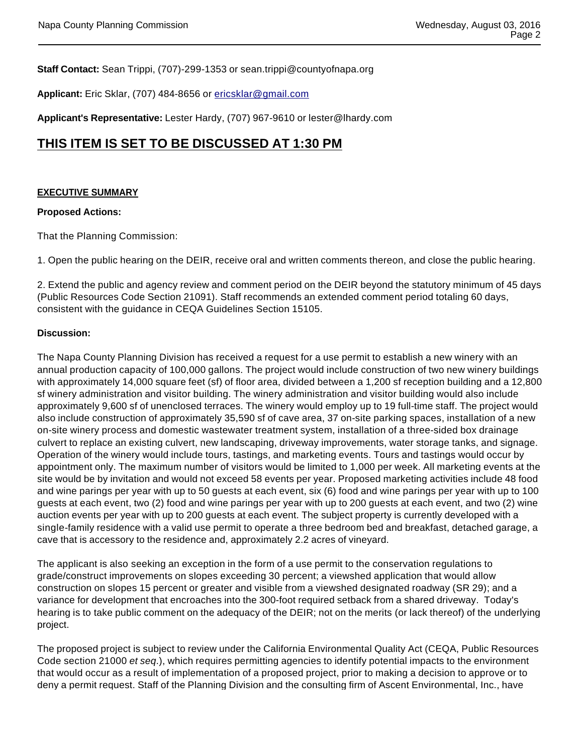**Staff Contact:** Sean Trippi, (707)-299-1353 or sean.trippi@countyofnapa.org

**Applicant:** Eric Sklar, (707) 484-8656 or [ericsklar@gmail.com](mailto:ericsklar@gmail.com)

**Applicant's Representative:** Lester Hardy, (707) 967-9610 or lester@lhardy.com

## THIS ITEM IS SET TO BE DISCUSSED AT 1:30 PM

**EXECUTIVE SUMMARY**

**Proposed Actions:**

That the Planning Commission:

1. Open the public hearing on the DEIR, receive oral and written comments thereon, and close the public hearing.

2. Extend the public and agency review and comment period on the DEIR beyond the statutory minimum of 45 days (Public Resources Code Section 21091). Staff recommends an extended comment period totaling 60 days, consistent with the guidance in CEQA Guidelines Section 15105.

**Discussion:**

The Napa County Planning Division has received a request for a use permit to establish a new winery with an annual production capacity of 100,000 gallons. The project would include construction of two new winery buildings with approximately 14,000 square feet (sf) of floor area, divided between a 1,200 sf reception building and a 12,800 sf winery administration and visitor building. The winery administration and visitor building would also include approximately 9,600 sf of unenclosed terraces. The winery would employ up to 19 full-time staff. The project would also include construction of approximately 35,590 sf of cave area, 37 on-site parking spaces, installation of a new on-site winery process and domestic wastewater treatment system, installation of a three-sided box drainage culvert to replace an existing culvert, new landscaping, driveway improvements, water storage tanks, and signage. Operation of the winery would include tours, tastings, and marketing events. Tours and tastings would occur by appointment only. The maximum number of visitors would be limited to 1,000 per week. All marketing events at the site would be by invitation and would not exceed 58 events per year. Proposed marketing activities include 48 food and wine parings per year with up to 50 guests at each event, six (6) food and wine parings per year with up to 100 guests at each event, two (2) food and wine parings per year with up to 200 guests at each event, and two (2) wine auction events per year with up to 200 guests at each event. The subject property is currently developed with a single-family residence with a valid use permit to operate a three bedroom bed and breakfast, detached garage, a cave that is accessory to the residence and, approximately 2.2 acres of vineyard.

The applicant is also seeking an exception in the form of a use permit to the conservation regulations to grade/construct improvements on slopes exceeding 30 percent; a viewshed application that would allow construction on slopes 15 percent or greater and visible from a viewshed designated roadway (SR 29); and a variance for development that encroaches into the 300-foot required setback from a shared driveway. Today's hearing is to take public comment on the adequacy of the DEIR; not on the merits (or lack thereof) of the underlying project.

The proposed project is subject to review under the California Environmental Quality Act (CEQA, Public Resources Code section 21000 *et seq.*), which requires permitting agencies to identify potential impacts to the environment that would occur as a result of implementation of a proposed project, prior to making a decision to approve or to deny a permit request. Staff of the Planning Division and the consulting firm of Ascent Environmental, Inc., have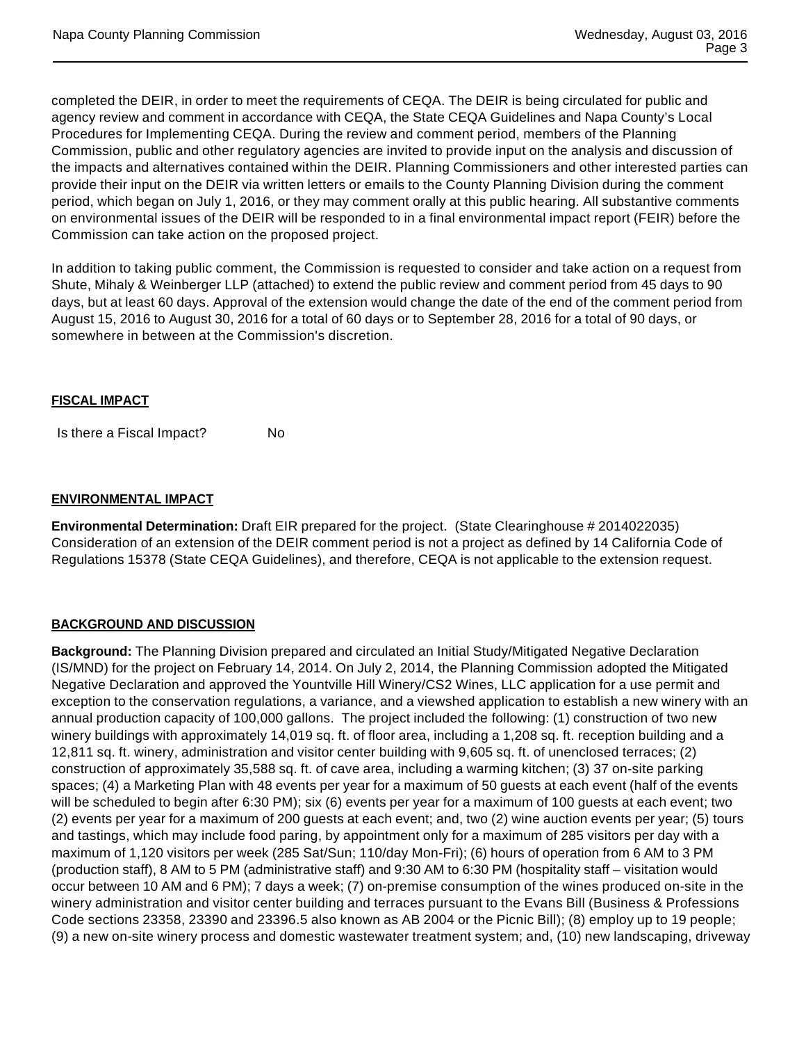completed the DEIR, in order to meet the requirements of CEQA. The DEIR is being circulated for public and agency review and comment in accordance with CEQA, the State CEQA Guidelines and Napa County's Local Procedures for Implementing CEQA. During the review and comment period, members of the Planning Commission, public and other regulatory agencies are invited to provide input on the analysis and discussion of the impacts and alternatives contained within the DEIR. Planning Commissioners and other interested parties can provide their input on the DEIR via written letters or emails to the County Planning Division during the comment period, which began on July 1, 2016, or they may comment orally at this public hearing. All substantive comments on environmental issues of the DEIR will be responded to in a final environmental impact report (FEIR) before the Commission can take action on the proposed project.

In addition to taking public comment, the Commission is requested to consider and take action on a request from Shute, Mihaly & Weinberger LLP (attached) to extend the public review and comment period from 45 days to 90 days, but at least 60 days. Approval of the extension would change the date of the end of the comment period from August 15, 2016 to August 30, 2016 for a total of 60 days or to September 28, 2016 for a total of 90 days, or somewhere in between at the Commission's discretion.

## FISCAL IMPACT

Is there a Fiscal Impact? No

## ENVIRONMENTAL IMPACT

**Environmental Determination:** Draft EIR prepared for the project. (State Clearinghouse # 2014022035) Consideration of an extension of the DEIR comment period is not a project as defined by 14 California Code of Regulations 15378 (State CEQA Guidelines), and therefore, CEQA is not applicable to the extension request.

## BACKGROUND AND DISCUSSION

**Background:** The Planning Division prepared and circulated an Initial Study/Mitigated Negative Declaration (IS/MND) for the project on February 14, 2014. On July 2, 2014, the Planning Commission adopted the Mitigated Negative Declaration and approved the Yountville Hill Winery/CS2 Wines, LLC application for a use permit and exception to the conservation regulations, a variance, and a viewshed application to establish a new winery with an annual production capacity of 100,000 gallons. The project included the following: (1) construction of two new winery buildings with approximately 14,019 sq. ft. of floor area, including a 1,208 sq. ft. reception building and a 12,811 sq. ft. winery, administration and visitor center building with 9,605 sq. ft. of unenclosed terraces; (2) construction of approximately 35,588 sq. ft. of cave area, including a warming kitchen; (3) 37 on-site parking spaces; (4) a Marketing Plan with 48 events per year for a maximum of 50 guests at each event (half of the events will be scheduled to begin after 6:30 PM); six (6) events per year for a maximum of 100 guests at each event; two (2) events per year for a maximum of 200 guests at each event; and, two (2) wine auction events per year; (5) tours and tastings, which may include food paring, by appointment only for a maximum of 285 visitors per day with a maximum of 1,120 visitors per week (285 Sat/Sun; 110/day Mon-Fri); (6) hours of operation from 6 AM to 3 PM (production staff), 8 AM to 5 PM (administrative staff) and 9:30 AM to 6:30 PM (hospitality staff – visitation would occur between 10 AM and 6 PM); 7 days a week; (7) on-premise consumption of the wines produced on-site in the winery administration and visitor center building and terraces pursuant to the Evans Bill (Business & Professions Code sections 23358, 23390 and 23396.5 also known as AB 2004 or the Picnic Bill); (8) employ up to 19 people; (9) a new on-site winery process and domestic wastewater treatment system; and, (10) new landscaping, driveway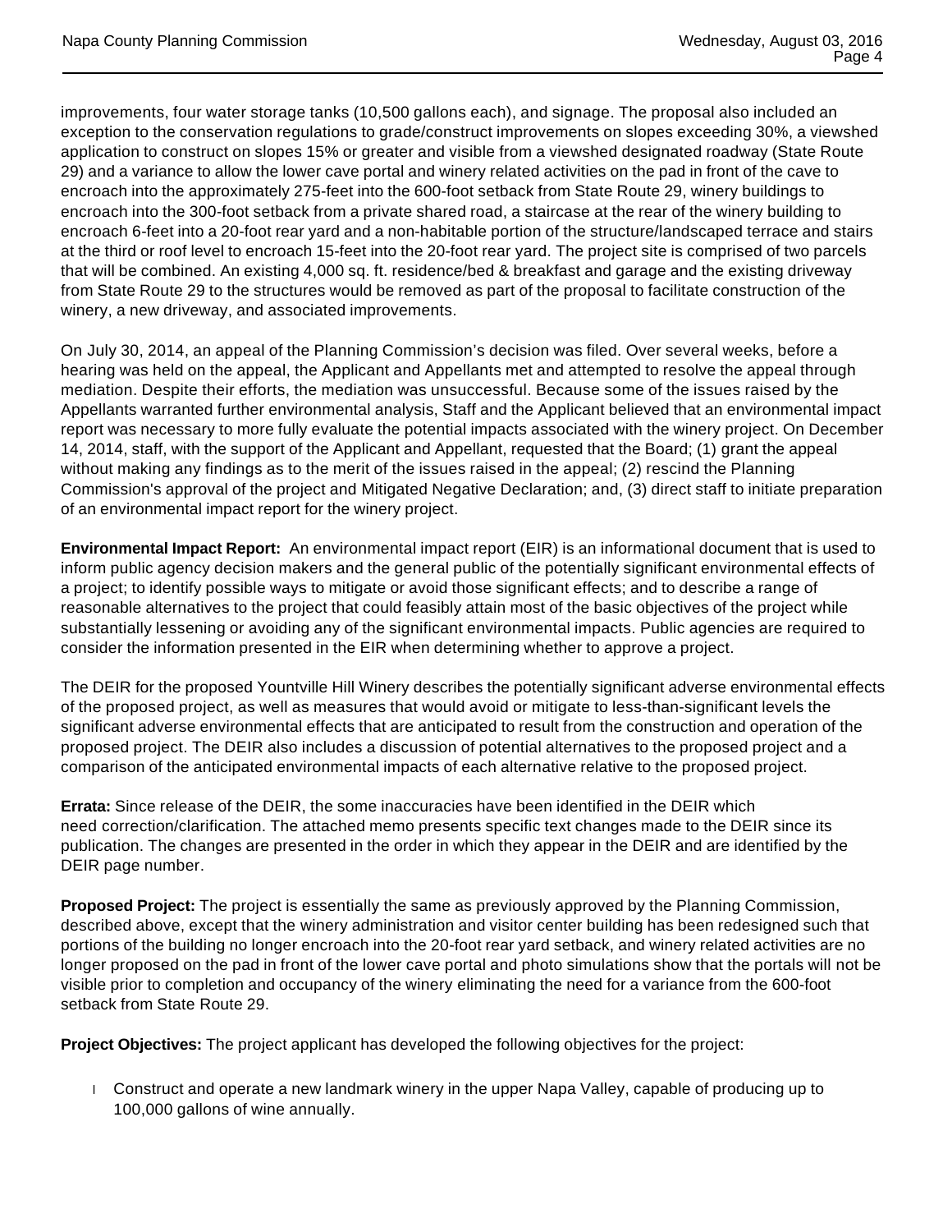improvements, four water storage tanks (10,500 gallons each), and signage. The proposal also included an exception to the conservation regulations to grade/construct improvements on slopes exceeding 30%, a viewshed application to construct on slopes 15% or greater and visible from a viewshed designated roadway (State Route 29) and a variance to allow the lower cave portal and winery related activities on the pad in front of the cave to encroach into the approximately 275-feet into the 600-foot setback from State Route 29, winery buildings to encroach into the 300-foot setback from a private shared road, a staircase at the rear of the winery building to encroach 6-feet into a 20-foot rear yard and a non-habitable portion of the structure/landscaped terrace and stairs at the third or roof level to encroach 15-feet into the 20-foot rear yard. The project site is comprised of two parcels that will be combined. An existing 4,000 sq. ft. residence/bed & breakfast and garage and the existing driveway from State Route 29 to the structures would be removed as part of the proposal to facilitate construction of the winery, a new driveway, and associated improvements.

On July 30, 2014, an appeal of the Planning Commission's decision was filed. Over several weeks, before a hearing was held on the appeal, the Applicant and Appellants met and attempted to resolve the appeal through mediation. Despite their efforts, the mediation was unsuccessful. Because some of the issues raised by the Appellants warranted further environmental analysis, Staff and the Applicant believed that an environmental impact report was necessary to more fully evaluate the potential impacts associated with the winery project. On December 14, 2014, staff, with the support of the Applicant and Appellant, requested that the Board; (1) grant the appeal without making any findings as to the merit of the issues raised in the appeal; (2) rescind the Planning Commission's approval of the project and Mitigated Negative Declaration; and, (3) direct staff to initiate preparation of an environmental impact report for the winery project.

**Environmental Impact Report:** An environmental impact report (EIR) is an informational document that is used to inform public agency decision makers and the general public of the potentially significant environmental effects of a project; to identify possible ways to mitigate or avoid those significant effects; and to describe a range of reasonable alternatives to the project that could feasibly attain most of the basic objectives of the project while substantially lessening or avoiding any of the significant environmental impacts. Public agencies are required to consider the information presented in the EIR when determining whether to approve a project.

The DEIR for the proposed Yountville Hill Winery describes the potentially significant adverse environmental effects of the proposed project, as well as measures that would avoid or mitigate to less-than-significant levels the significant adverse environmental effects that are anticipated to result from the construction and operation of the proposed project. The DEIR also includes a discussion of potential alternatives to the proposed project and a comparison of the anticipated environmental impacts of each alternative relative to the proposed project.

**Errata:** Since release of the DEIR, the some inaccuracies have been identified in the DEIR which need correction/clarification. The attached memo presents specific text changes made to the DEIR since its publication. The changes are presented in the order in which they appear in the DEIR and are identified by the DEIR page number.

**Proposed Project:** The project is essentially the same as previously approved by the Planning Commission, described above, except that the winery administration and visitor center building has been redesigned such that portions of the building no longer encroach into the 20-foot rear yard setback, and winery related activities are no longer proposed on the pad in front of the lower cave portal and photo simulations show that the portals will not be visible prior to completion and occupancy of the winery eliminating the need for a variance from the 600-foot setback from State Route 29.

**Project Objectives:** The project applicant has developed the following objectives for the project:

- Construct and operate a new landmark winery in the upper Napa Valley, capable of producing up to 100,000 gallons of wine annually.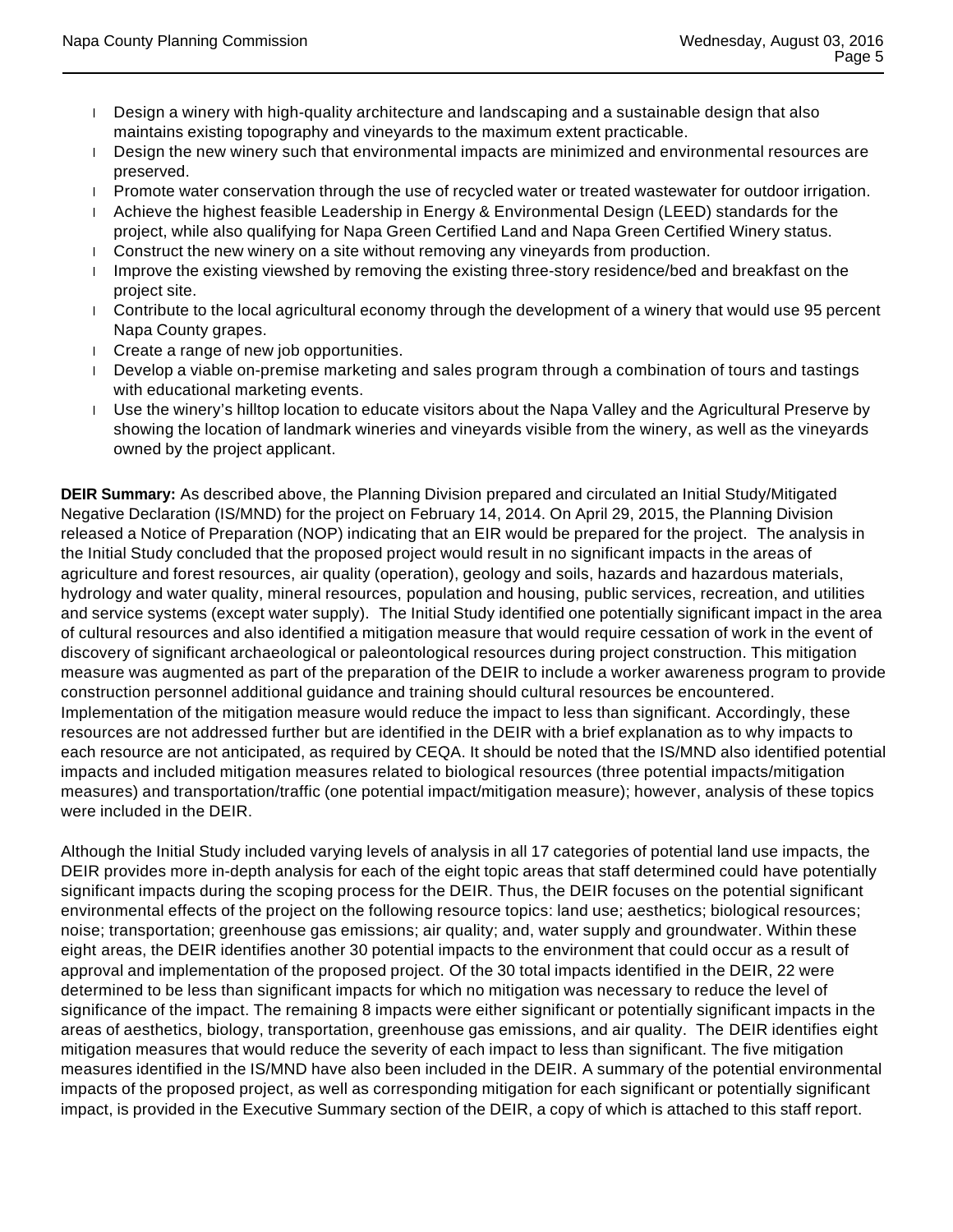- Design a winery with high-quality architecture and landscaping and a sustainable design that also maintains existing topography and vineyards to the maximum extent practicable.
- Design the new winery such that environmental impacts are minimized and environmental resources are preserved.
- Promote water conservation through the use of recycled water or treated wastewater for outdoor irrigation.
- Achieve the highest feasible Leadership in Energy & Environmental Design (LEED) standards for the project, while also qualifying for Napa Green Certified Land and Napa Green Certified Winery status.
- Construct the new winery on a site without removing any vineyards from production.
- Improve the existing viewshed by removing the existing three-story residence/bed and breakfast on the project site.
- Contribute to the local agricultural economy through the development of a winery that would use 95 percent Napa County grapes.
- Create a range of new job opportunities.
- Develop a viable on-premise marketing and sales program through a combination of tours and tastings with educational marketing events.
- Use the winery's hilltop location to educate visitors about the Napa Valley and the Agricultural Preserve by showing the location of landmark wineries and vineyards visible from the winery, as well as the vineyards owned by the project applicant.

**DEIR Summary:** As described above, the Planning Division prepared and circulated an Initial Study/Mitigated Negative Declaration (IS/MND) for the project on February 14, 2014. On April 29, 2015, the Planning Division released a Notice of Preparation (NOP) indicating that an EIR would be prepared for the project. The analysis in the Initial Study concluded that the proposed project would result in no significant impacts in the areas of agriculture and forest resources, air quality (operation), geology and soils, hazards and hazardous materials, hydrology and water quality, mineral resources, population and housing, public services, recreation, and utilities and service systems (except water supply). The Initial Study identified one potentially significant impact in the area of cultural resources and also identified a mitigation measure that would require cessation of work in the event of discovery of significant archaeological or paleontological resources during project construction. This mitigation measure was augmented as part of the preparation of the DEIR to include a worker awareness program to provide construction personnel additional guidance and training should cultural resources be encountered. Implementation of the mitigation measure would reduce the impact to less than significant. Accordingly, these resources are not addressed further but are identified in the DEIR with a brief explanation as to why impacts to each resource are not anticipated, as required by CEQA. It should be noted that the IS/MND also identified potential impacts and included mitigation measures related to biological resources (three potential impacts/mitigation measures) and transportation/traffic (one potential impact/mitigation measure); however, analysis of these topics were included in the DEIR.

Although the Initial Study included varying levels of analysis in all 17 categories of potential land use impacts, the DEIR provides more in-depth analysis for each of the eight topic areas that staff determined could have potentially significant impacts during the scoping process for the DEIR. Thus, the DEIR focuses on the potential significant environmental effects of the project on the following resource topics: land use; aesthetics; biological resources; noise; transportation; greenhouse gas emissions; air quality; and, water supply and groundwater. Within these eight areas, the DEIR identifies another 30 potential impacts to the environment that could occur as a result of approval and implementation of the proposed project. Of the 30 total impacts identified in the DEIR, 22 were determined to be less than significant impacts for which no mitigation was necessary to reduce the level of significance of the impact. The remaining 8 impacts were either significant or potentially significant impacts in the areas of aesthetics, biology, transportation, greenhouse gas emissions, and air quality. The DEIR identifies eight mitigation measures that would reduce the severity of each impact to less than significant. The five mitigation measures identified in the IS/MND have also been included in the DEIR. A summary of the potential environmental impacts of the proposed project, as well as corresponding mitigation for each significant or potentially significant impact, is provided in the Executive Summary section of the DEIR, a copy of which is attached to this staff report.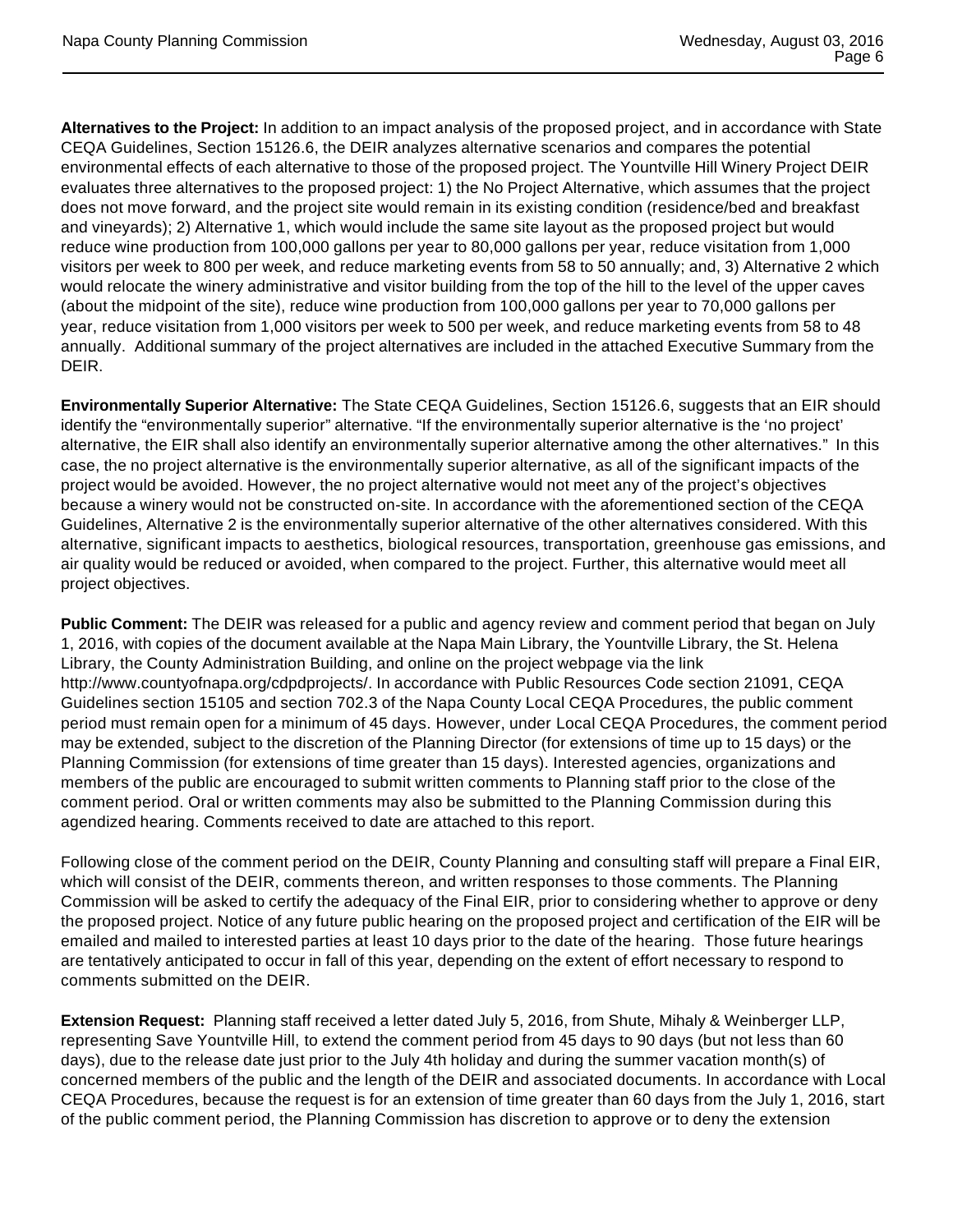**Alternatives to the Project:** In addition to an impact analysis of the proposed project, and in accordance with State CEQA Guidelines, Section 15126.6, the DEIR analyzes alternative scenarios and compares the potential environmental effects of each alternative to those of the proposed project. The Yountville Hill Winery Project DEIR evaluates three alternatives to the proposed project: 1) the No Project Alternative, which assumes that the project does not move forward, and the project site would remain in its existing condition (residence/bed and breakfast and vineyards); 2) Alternative 1, which would include the same site layout as the proposed project but would reduce wine production from 100,000 gallons per year to 80,000 gallons per year, reduce visitation from 1,000 visitors per week to 800 per week, and reduce marketing events from 58 to 50 annually; and, 3) Alternative 2 which would relocate the winery administrative and visitor building from the top of the hill to the level of the upper caves (about the midpoint of the site), reduce wine production from 100,000 gallons per year to 70,000 gallons per year, reduce visitation from 1,000 visitors per week to 500 per week, and reduce marketing events from 58 to 48 annually. Additional summary of the project alternatives are included in the attached Executive Summary from the DEIR.

**Environmentally Superior Alternative:** The State CEQA Guidelines, Section 15126.6, suggests that an EIR should identify the "environmentally superior" alternative. "If the environmentally superior alternative is the 'no project' alternative, the EIR shall also identify an environmentally superior alternative among the other alternatives." In this case, the no project alternative is the environmentally superior alternative, as all of the significant impacts of the project would be avoided. However, the no project alternative would not meet any of the project's objectives because a winery would not be constructed on-site. In accordance with the aforementioned section of the CEQA Guidelines, Alternative 2 is the environmentally superior alternative of the other alternatives considered. With this alternative, significant impacts to aesthetics, biological resources, transportation, greenhouse gas emissions, and air quality would be reduced or avoided, when compared to the project. Further, this alternative would meet all project objectives.

**Public Comment:** The DEIR was released for a public and agency review and comment period that began on July 1, 2016, with copies of the document available at the Napa Main Library, the Yountville Library, the St. Helena Library, the County Administration Building, and online on the project webpage via the link http://www.countyofnapa.org/cdpdprojects/. In accordance with Public Resources Code section 21091, CEQA Guidelines section 15105 and section 702.3 of the Napa County Local CEQA Procedures, the public comment period must remain open for a minimum of 45 days. However, under Local CEQA Procedures, the comment period may be extended, subject to the discretion of the Planning Director (for extensions of time up to 15 days) or the Planning Commission (for extensions of time greater than 15 days). Interested agencies, organizations and members of the public are encouraged to submit written comments to Planning staff prior to the close of the comment period. Oral or written comments may also be submitted to the Planning Commission during this agendized hearing. Comments received to date are attached to this report.

Following close of the comment period on the DEIR, County Planning and consulting staff will prepare a Final EIR, which will consist of the DEIR, comments thereon, and written responses to those comments. The Planning Commission will be asked to certify the adequacy of the Final EIR, prior to considering whether to approve or deny the proposed project. Notice of any future public hearing on the proposed project and certification of the EIR will be emailed and mailed to interested parties at least 10 days prior to the date of the hearing. Those future hearings are tentatively anticipated to occur in fall of this year, depending on the extent of effort necessary to respond to comments submitted on the DEIR.

**Extension Request:** Planning staff received a letter dated July 5, 2016, from Shute, Mihaly & Weinberger LLP, representing Save Yountville Hill, to extend the comment period from 45 days to 90 days (but not less than 60 days), due to the release date just prior to the July 4th holiday and during the summer vacation month(s) of concerned members of the public and the length of the DEIR and associated documents. In accordance with Local CEQA Procedures, because the request is for an extension of time greater than 60 days from the July 1, 2016, start of the public comment period, the Planning Commission has discretion to approve or to deny the extension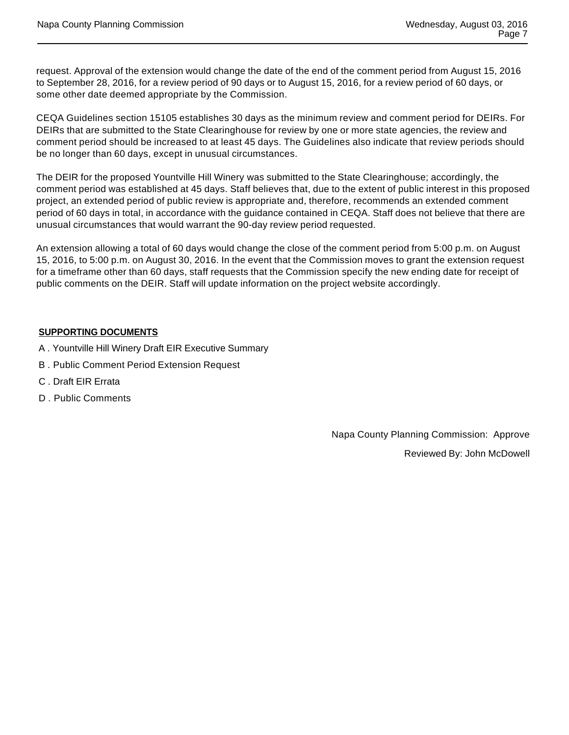request. Approval of the extension would change the date of the end of the comment period from August 15, 2016 to September 28, 2016, for a review period of 90 days or to August 15, 2016, for a review period of 60 days, or some other date deemed appropriate by the Commission.

CEQA Guidelines section 15105 establishes 30 days as the minimum review and comment period for DEIRs. For DEIRs that are submitted to the State Clearinghouse for review by one or more state agencies, the review and comment period should be increased to at least 45 days. The Guidelines also indicate that review periods should be no longer than 60 days, except in unusual circumstances.

The DEIR for the proposed Yountville Hill Winery was submitted to the State Clearinghouse; accordingly, the comment period was established at 45 days. Staff believes that, due to the extent of public interest in this proposed project, an extended period of public review is appropriate and, therefore, recommends an extended comment period of 60 days in total, in accordance with the guidance contained in CEQA. Staff does not believe that there are unusual circumstances that would warrant the 90-day review period requested.

An extension allowing a total of 60 days would change the close of the comment period from 5:00 p.m. on August 15, 2016, to 5:00 p.m. on August 30, 2016. In the event that the Commission moves to grant the extension request for a timeframe other than 60 days, staff requests that the Commission specify the new ending date for receipt of public comments on the DEIR. Staff will update information on the project website accordingly.

**SUPPORTING DOCUMENTS**

A . Yountville Hill Winery Draft EIR Executive Summary

B . Public Comment Period Extension Request

C . Draft EIR Errata

D . Public Comments

Napa County Planning Commission: Approve

Reviewed By: John McDowell